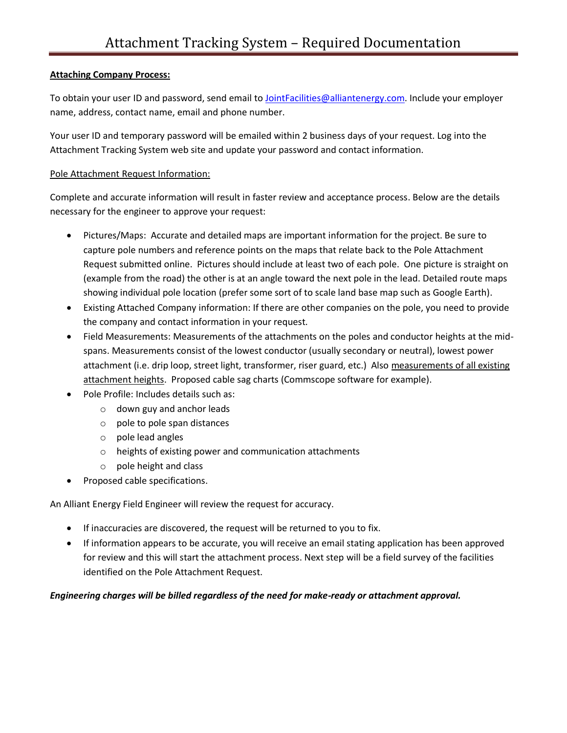# Attachment Tracking System – Required Documentation

**Attaching Company Process:**

To obtain your user ID and password, send email to JointFacilities@alliantenergy.com. Include your employer name, address, contact name, email and phone number.

Your user ID and temporary password will be emailed within 2 business days of your request. Log into the Attachment Tracking System web site and update your password and contact information.

Pole Attachment Request Information:

Complete and accurate information will result in faster review and acceptance process. Below are the details necessary for the engineer to approve your request:

- Pictures/Maps: Accurate and detailed maps are important information for the project. Be sure to capture pole numbers and reference points on the maps that relate back to the Pole Attachment Request submitted online. Pictures should include at least two of each pole. One picture is straight on (example from the road) the other is at an angle toward the next pole in the lead. Detailed route maps showing individual pole location (prefer some sort of to scale land base map such as Google Earth).
- Existing Attached Company information: If there are other companies on the pole, you need to provide the company and contact information in your request.
- Field Measurements: Measurements of the attachments on the poles and conductor heights at the mid-spans. Measurements consist of the lowest conductor (usually secondary or neutral), lowest power attachment (i.e. drip loop, street light, transformer, riser guard, etc.) Also measurements of all existing attachment heights. Proposed cable sag charts (Commscope software for example).
- Pole Profile: Includes details such as:
  - down guy and anchor leads
  - pole to pole span distances
  - pole lead angles
  - heights of existing power and communication attachments
  - pole height and class
- Proposed cable specifications.

An Alliant Energy Field Engineer will review the request for accuracy.

- If inaccuracies are discovered, the request will be returned to you to fix.
- If information appears to be accurate, you will receive an email stating application has been approved for review and this will start the attachment process. Next step will be a field survey of the facilities identified on the Pole Attachment Request.

***Engineering charges will be billed regardless of the need for make-ready or attachment approval.***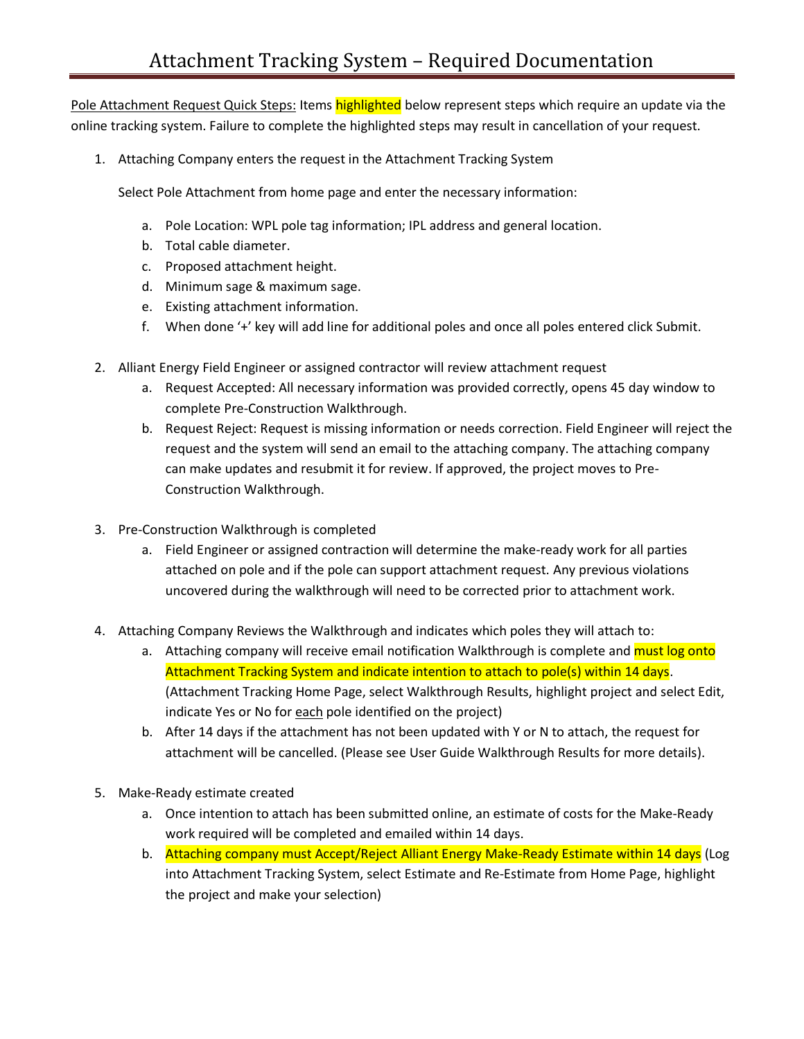# Attachment Tracking System – Required Documentation

Pole Attachment Request Quick Steps: Items highlighted below represent steps which require an update via the online tracking system. Failure to complete the highlighted steps may result in cancellation of your request.

1. Attaching Company enters the request in the Attachment Tracking System

   Select Pole Attachment from home page and enter the necessary information:

   a. Pole Location: WPL pole tag information; IPL address and general location.
   b. Total cable diameter.
   c. Proposed attachment height.
   d. Minimum sage & maximum sage.
   e. Existing attachment information.
   f. When done '+' key will add line for additional poles and once all poles entered click Submit.

2. Alliant Energy Field Engineer or assigned contractor will review attachment request
   a. Request Accepted: All necessary information was provided correctly, opens 45 day window to complete Pre-Construction Walkthrough.
   b. Request Reject: Request is missing information or needs correction. Field Engineer will reject the request and the system will send an email to the attaching company. The attaching company can make updates and resubmit it for review. If approved, the project moves to Pre-Construction Walkthrough.

3. Pre-Construction Walkthrough is completed
   a. Field Engineer or assigned contraction will determine the make-ready work for all parties attached on pole and if the pole can support attachment request. Any previous violations uncovered during the walkthrough will need to be corrected prior to attachment work.

4. Attaching Company Reviews the Walkthrough and indicates which poles they will attach to:
   a. Attaching company will receive email notification Walkthrough is complete and **must log onto Attachment Tracking System and indicate intention to attach to pole(s) within 14 days**. (Attachment Tracking Home Page, select Walkthrough Results, highlight project and select Edit, indicate Yes or No for each pole identified on the project)
   b. After 14 days if the attachment has not been updated with Y or N to attach, the request for attachment will be cancelled. (Please see User Guide Walkthrough Results for more details).

5. Make-Ready estimate created
   a. Once intention to attach has been submitted online, an estimate of costs for the Make-Ready work required will be completed and emailed within 14 days.
   b. **Attaching company must Accept/Reject Alliant Energy Make-Ready Estimate within 14 days** (Log into Attachment Tracking System, select Estimate and Re-Estimate from Home Page, highlight the project and make your selection)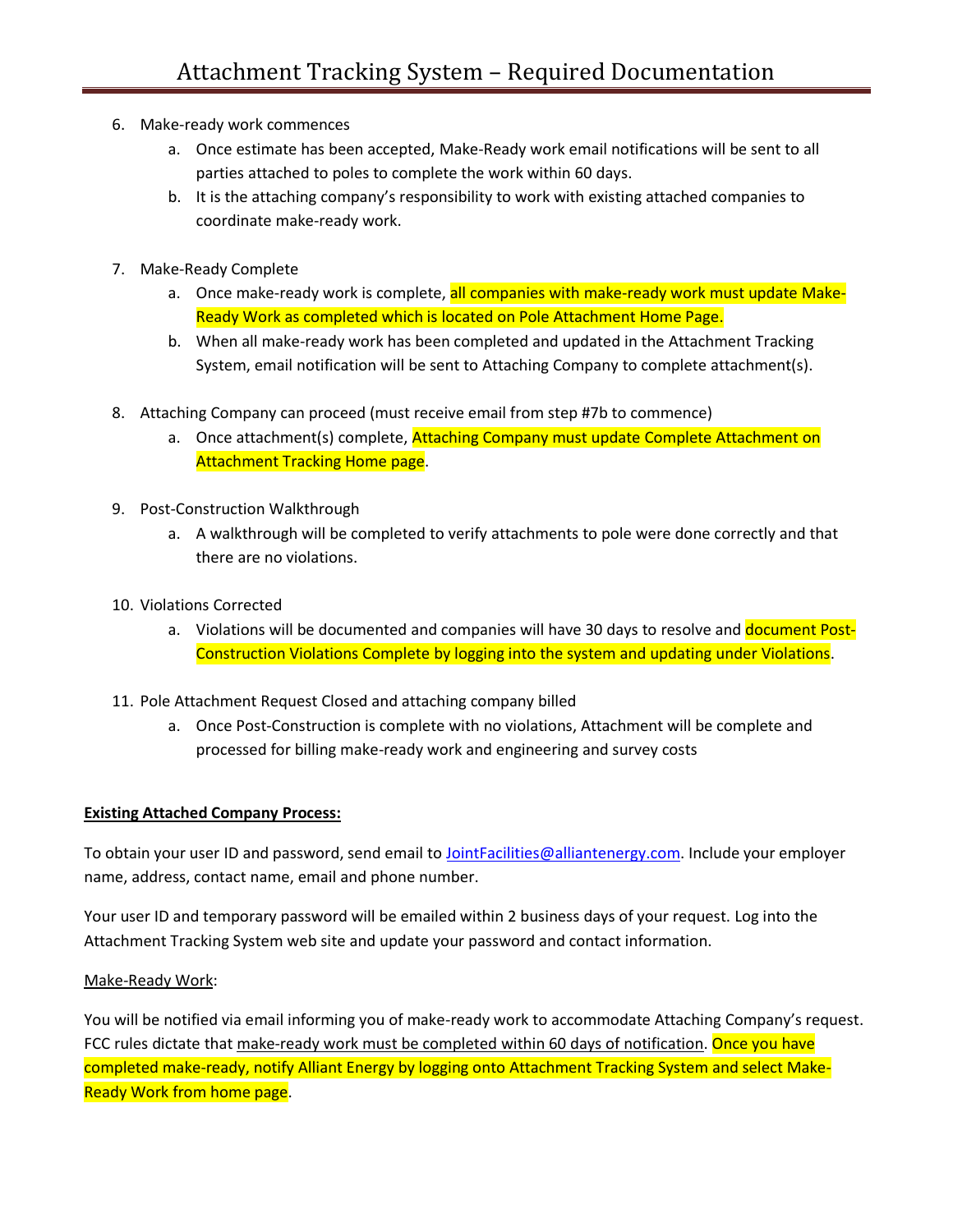6. Make-ready work commences
   a. Once estimate has been accepted, Make-Ready work email notifications will be sent to all parties attached to poles to complete the work within 60 days.
   b. It is the attaching company's responsibility to work with existing attached companies to coordinate make-ready work.

7. Make-Ready Complete
   a. Once make-ready work is complete, all companies with make-ready work must update Make-Ready Work as completed which is located on Pole Attachment Home Page.
   b. When all make-ready work has been completed and updated in the Attachment Tracking System, email notification will be sent to Attaching Company to complete attachment(s).

8. Attaching Company can proceed (must receive email from step #7b to commence)
   a. Once attachment(s) complete, Attaching Company must update Complete Attachment on Attachment Tracking Home page.

9. Post-Construction Walkthrough
   a. A walkthrough will be completed to verify attachments to pole were done correctly and that there are no violations.

10. Violations Corrected
    a. Violations will be documented and companies will have 30 days to resolve and document Post-Construction Violations Complete by logging into the system and updating under Violations.

11. Pole Attachment Request Closed and attaching company billed
    a. Once Post-Construction is complete with no violations, Attachment will be complete and processed for billing make-ready work and engineering and survey costs

**Existing Attached Company Process:**

To obtain your user ID and password, send email to JointFacilities@alliantenergy.com. Include your employer name, address, contact name, email and phone number.

Your user ID and temporary password will be emailed within 2 business days of your request. Log into the Attachment Tracking System web site and update your password and contact information.

Make-Ready Work:

You will be notified via email informing you of make-ready work to accommodate Attaching Company's request. FCC rules dictate that make-ready work must be completed within 60 days of notification. Once you have completed make-ready, notify Alliant Energy by logging onto Attachment Tracking System and select Make-Ready Work from home page.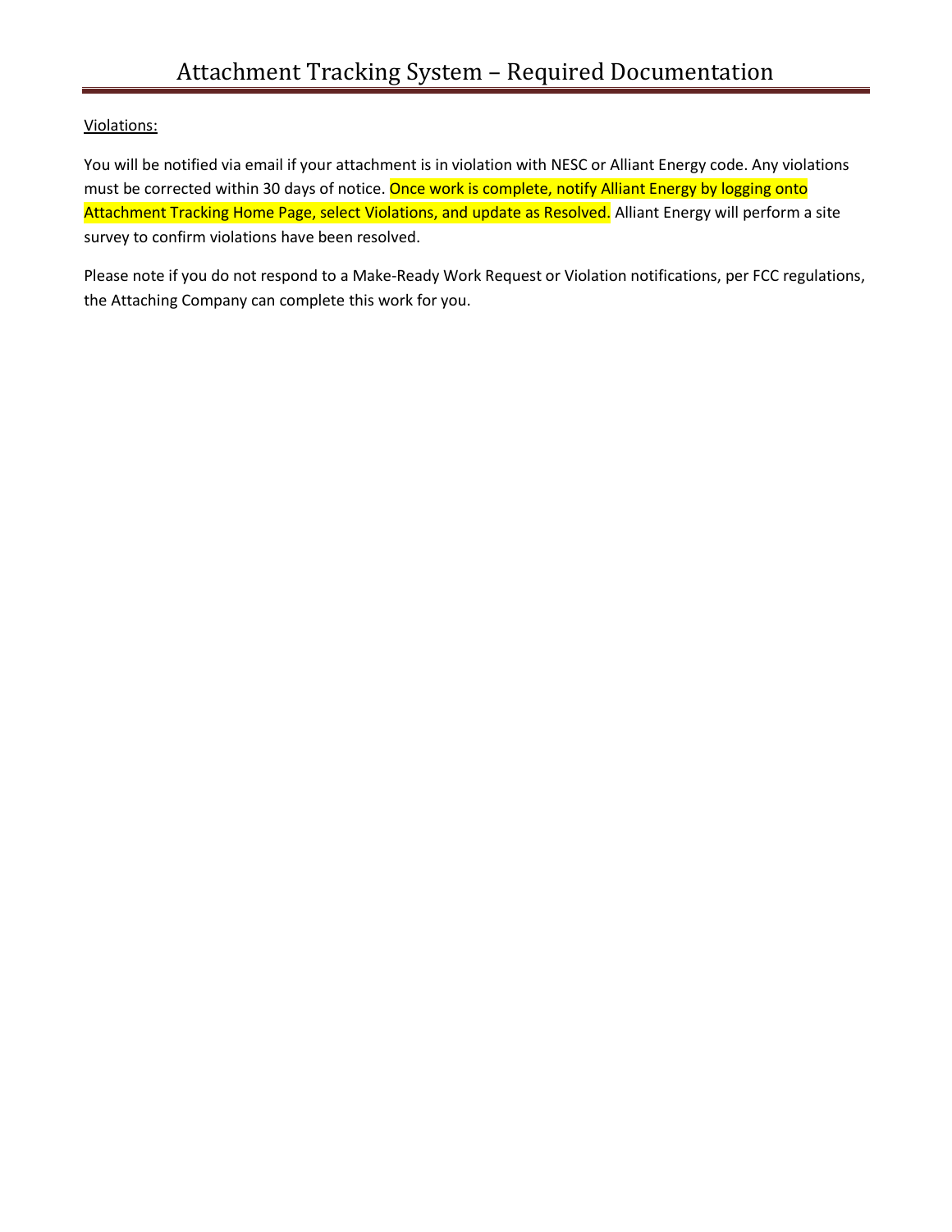# Attachment Tracking System – Required Documentation

Violations:

You will be notified via email if your attachment is in violation with NESC or Alliant Energy code. Any violations must be corrected within 30 days of notice. Once work is complete, notify Alliant Energy by logging onto Attachment Tracking Home Page, select Violations, and update as Resolved. Alliant Energy will perform a site survey to confirm violations have been resolved.

Please note if you do not respond to a Make-Ready Work Request or Violation notifications, per FCC regulations, the Attaching Company can complete this work for you.